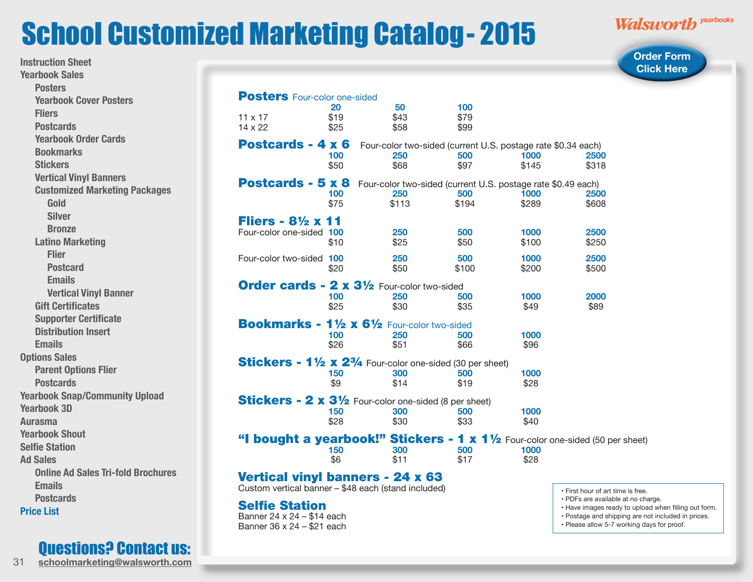# School Customized Marketing Catalog - 2015

Walsworth yearbooks

Order Form Click Here

- Instruction Sheet
- Yearbook Sales
  - Posters
  - Yearbook Cover Posters
  - Fliers
  - Postcards
  - Yearbook Order Cards
  - Bookmarks
  - Stickers
  - Vertical Vinyl Banners
  - Customized Marketing Packages
    - Gold
    - Silver
    - Bronze
  - Latino Marketing
    - Flier
    - Postcard
    - Emails
    - Vertical Vinyl Banner
  - Gift Certificates
  - Supporter Certificate
  - Distribution Insert
  - Emails
- Options Sales
  - Parent Options Flier
  - Postcards
- Yearbook Snap/Community Upload
- Yearbook 3D
- Aurasma
- Yearbook Shout
- Selfie Station
- Ad Sales
  - Online Ad Sales Tri-fold Brochures
  - Emails
  - Postcards
- Price List

## Posters Four-color one-sided

| | 20 | 50 | 100 |
|---|---|---|---|
| 11 x 17 | $19 | $43 | $79 |
| 14 x 22 | $25 | $58 | $99 |

## Postcards - 4 x 6

Four-color two-sided (current U.S. postage rate $0.34 each)

| 100 | 250 | 500 | 1000 | 2500 |
|---|---|---|---|---|
| $50 | $68 | $97 | $145 | $318 |

## Postcards - 5 x 8

Four-color two-sided (current U.S. postage rate $0.49 each)

| 100 | 250 | 500 | 1000 | 2500 |
|---|---|---|---|---|
| $75 | $113 | $194 | $289 | $608 |

## Fliers - 8½ x 11

| | 100 | 250 | 500 | 1000 | 2500 |
|---|---|---|---|---|---|
| Four-color one-sided | $10 | $25 | $50 | $100 | $250 |
| Four-color two-sided | $20 | $50 | $100 | $200 | $500 |

## Order cards - 2 x 3½

Four-color two-sided

| 100 | 250 | 500 | 1000 | 2000 |
|---|---|---|---|---|
| $25 | $30 | $35 | $49 | $89 |

## Bookmarks - 1½ x 6½

Four-color two-sided

| 100 | 250 | 500 | 1000 |
|---|---|---|---|
| $26 | $51 | $66 | $96 |

## Stickers - 1½ x 2¾

Four-color one-sided (30 per sheet)

| 150 | 300 | 500 | 1000 |
|---|---|---|---|
| $9 | $14 | $19 | $28 |

## Stickers - 2 x 3½

Four-color one-sided (8 per sheet)

| 150 | 300 | 500 | 1000 |
|---|---|---|---|
| $28 | $30 | $33 | $40 |

## "I bought a yearbook!" Stickers - 1 x 1½

Four-color one-sided (50 per sheet)

| 150 | 300 | 500 | 1000 |
|---|---|---|---|
| $6 | $11 | $17 | $28 |

## Vertical vinyl banners - 24 x 63

Custom vertical banner – $48 each (stand included)

## Selfie Station

Banner 24 x 24 – $14 each
Banner 36 x 24 – $21 each

- First hour of art time is free.
- PDFs are available at no charge.
- Have images ready to upload when filling out form.
- Postage and shipping are not included in prices.
- Please allow 5-7 working days for proof.

## Questions? Contact us:

schoolmarketing@walsworth.com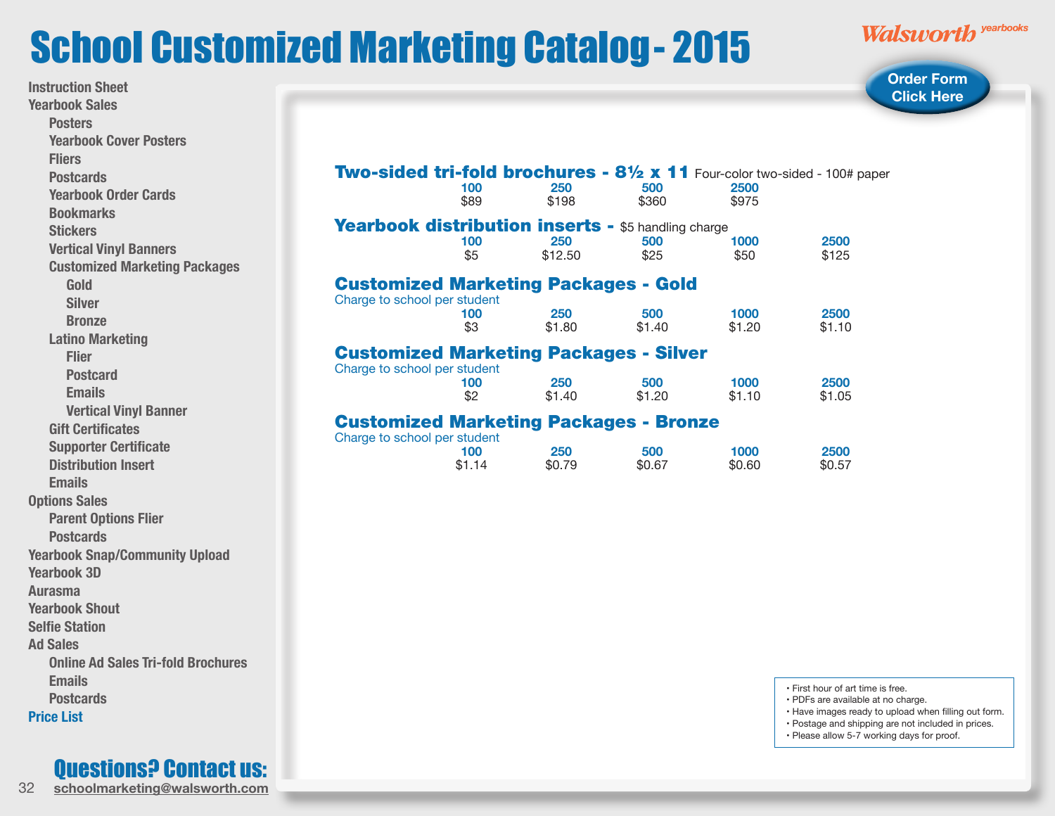# School Customized Marketing Catalog - 2015

Walsworth yearbooks

Order Form Click Here

- Instruction Sheet
- Yearbook Sales
  - Posters
  - Yearbook Cover Posters
  - Fliers
  - Postcards
  - Yearbook Order Cards
  - Bookmarks
  - Stickers
  - Vertical Vinyl Banners
  - Customized Marketing Packages
    - Gold
    - Silver
    - Bronze
  - Latino Marketing
    - Flier
    - Postcard
    - Emails
    - Vertical Vinyl Banner
  - Gift Certificates
  - Supporter Certificate
  - Distribution Insert
  - Emails
- Options Sales
  - Parent Options Flier
  - Postcards
- Yearbook Snap/Community Upload
- Yearbook 3D
- Aurasma
- Yearbook Shout
- Selfie Station
- Ad Sales
  - Online Ad Sales Tri-fold Brochures
  - Emails
  - Postcards
- Price List

## Two-sided tri-fold brochures - 8½ x 11

Four-color two-sided - 100# paper

| 100 | 250 | 500 | 2500 |
|---|---|---|---|
| $89 | $198 | $360 | $975 |

## Yearbook distribution inserts -

$5 handling charge

| 100 | 250 | 500 | 1000 | 2500 |
|---|---|---|---|---|
| $5 | $12.50 | $25 | $50 | $125 |

## Customized Marketing Packages - Gold

Charge to school per student

| 100 | 250 | 500 | 1000 | 2500 |
|---|---|---|---|---|
| $3 | $1.80 | $1.40 | $1.20 | $1.10 |

## Customized Marketing Packages - Silver

Charge to school per student

| 100 | 250 | 500 | 1000 | 2500 |
|---|---|---|---|---|
| $2 | $1.40 | $1.20 | $1.10 | $1.05 |

## Customized Marketing Packages - Bronze

Charge to school per student

| 100 | 250 | 500 | 1000 | 2500 |
|---|---|---|---|---|
| $1.14 | $0.79 | $0.67 | $0.60 | $0.57 |

- First hour of art time is free.
- PDFs are available at no charge.
- Have images ready to upload when filling out form.
- Postage and shipping are not included in prices.
- Please allow 5-7 working days for proof.

**Questions? Contact us:**
schoolmarketing@walsworth.com